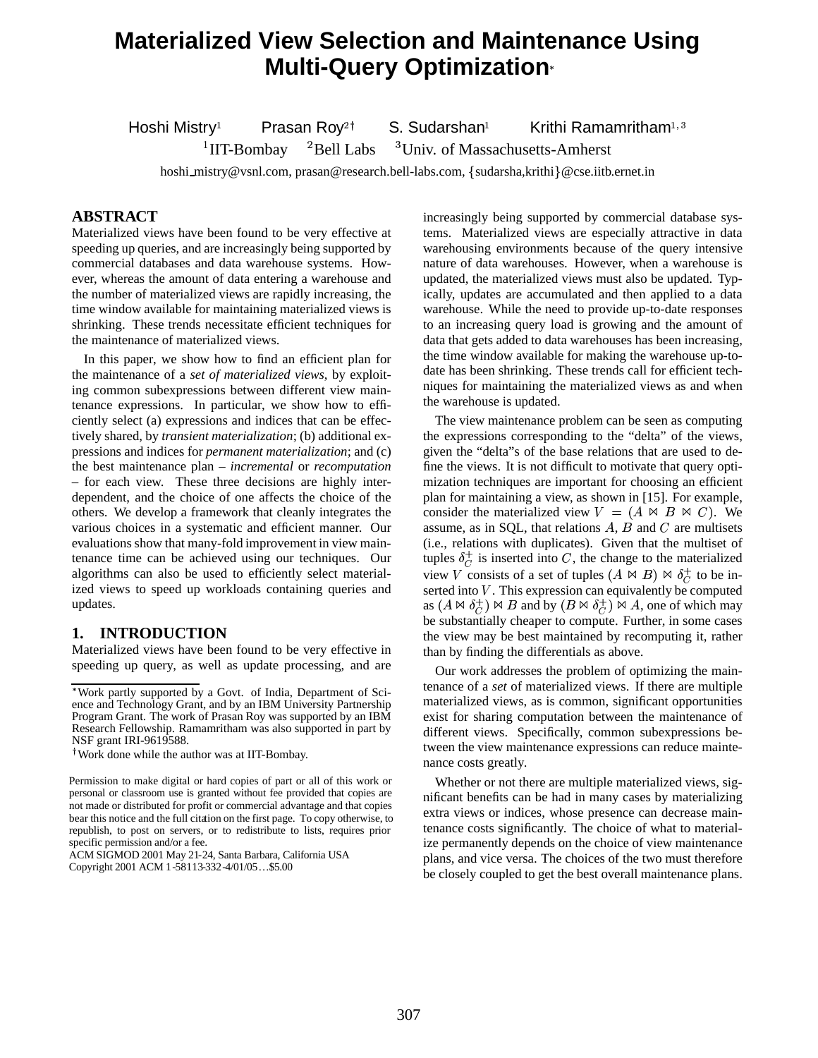# Materialized View Selection and Maintenance Using Multi-Query Optimization*

Hoshi Mistry[1] Prasan Roy[2†] S. Sudarshan[1] Krithi Ramamritham[1,3]

[1]IIT-Bombay [2]Bell Labs [3]Univ. of Massachusetts-Amherst

hoshi_mistry@vsnl.com, prasan@research.bell-labs.com, {sudarsha,krithi}@cse.iitb.ernet.in

## ABSTRACT

Materialized views have been found to be very effective at speeding up queries, and are increasingly being supported by commercial databases and data warehouse systems. However, whereas the amount of data entering a warehouse and the number of materialized views are rapidly increasing, the time window available for maintaining materialized views is shrinking. These trends necessitate efficient techniques for the maintenance of materialized views.

In this paper, we show how to find an efficient plan for the maintenance of a *set of materialized views*, by exploiting common subexpressions between different view maintenance expressions. In particular, we show how to efficiently select (a) expressions and indices that can be effectively shared, by *transient materialization*; (b) additional expressions and indices for *permanent materialization*; and (c) the best maintenance plan – *incremental* or *recomputation* – for each view. These three decisions are highly interdependent, and the choice of one affects the choice of the others. We develop a framework that cleanly integrates the various choices in a systematic and efficient manner. Our evaluations show that many-fold improvement in view maintenance time can be achieved using our techniques. Our algorithms can also be used to efficiently select materialized views to speed up workloads containing queries and updates.

## 1. INTRODUCTION

Materialized views have been found to be very effective in speeding up query, as well as update processing, and are increasingly being supported by commercial database systems. Materialized views are especially attractive in data warehousing environments because of the query intensive nature of data warehouses. However, when a warehouse is updated, the materialized views must also be updated. Typically, updates are accumulated and then applied to a data warehouse. While the need to provide up-to-date responses to an increasing query load is growing and the amount of data that gets added to data warehouses has been increasing, the time window available for making the warehouse up-to-date has been shrinking. These trends call for efficient techniques for maintaining the materialized views as and when the warehouse is updated.

The view maintenance problem can be seen as computing the expressions corresponding to the "delta" of the views, given the "delta"s of the base relations that are used to define the views. It is not difficult to motivate that query optimization techniques are important for choosing an efficient plan for maintaining a view, as shown in [15]. For example, consider the materialized view $V = (A \bowtie B \bowtie C)$. We assume, as in SQL, that relations $A$, $B$ and $C$ are multisets (i.e., relations with duplicates). Given that the multiset of tuples $\delta_C^+$ is inserted into $C$, the change to the materialized view $V$ consists of a set of tuples $(A \bowtie B) \bowtie \delta_C^+$ to be inserted into $V$. This expression can equivalently be computed as $(A \bowtie \delta_C^+) \bowtie B$ and by $(B \bowtie \delta_C^+) \bowtie A$, one of which may be substantially cheaper to compute. Further, in some cases the view may be best maintained by recomputing it, rather than by finding the differentials as above.

Our work addresses the problem of optimizing the maintenance of a *set* of materialized views. If there are multiple materialized views, as is common, significant opportunities exist for sharing computation between the maintenance of different views. Specifically, common subexpressions between the view maintenance expressions can reduce maintenance costs greatly.

Whether or not there are multiple materialized views, significant benefits can be had in many cases by materializing extra views or indices, whose presence can decrease maintenance costs significantly. The choice of what to materialize permanently depends on the choice of view maintenance plans, and vice versa. The choices of the two must therefore be closely coupled to get the best overall maintenance plans.

*Work partly supported by a Govt. of India, Department of Science and Technology Grant, and by an IBM University Partnership Program Grant. The work of Prasan Roy was supported by an IBM Research Fellowship. Ramamritham was also supported in part by NSF grant IRI-9619588.

†Work done while the author was at IIT-Bombay.

Permission to make digital or hard copies of part or all of this work or personal or classroom use is granted without fee provided that copies are not made or distributed for profit or commercial advantage and that copies bear this notice and the full citation on the first page. To copy otherwise, to republish, to post on servers, or to redistribute to lists, requires prior specific permission and/or a fee.
ACM SIGMOD 2001 May 21-24, Santa Barbara, California USA
Copyright 2001 ACM 1-58113-332-4/01/05…$5.00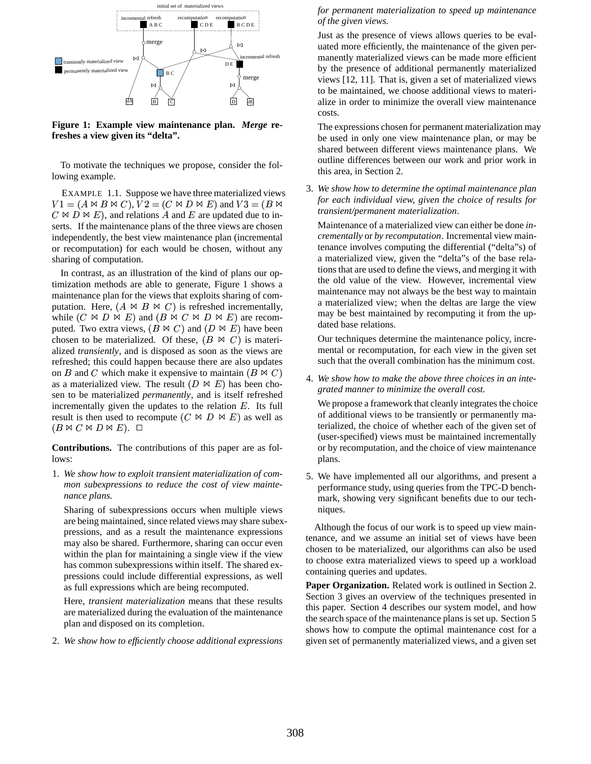**Figure 1: Example view maintenance plan. *Merge* refreshes a view given its "delta".**

To motivate the techniques we propose, consider the following example.

EXAMPLE 1.1. Suppose we have three materialized views $V1 = (A \bowtie B \bowtie C)$, $V2 = (C \bowtie D \bowtie E)$ and $V3 = (B \bowtie C \bowtie D \bowtie E)$, and relations $A$ and $E$ are updated due to inserts. If the maintenance plans of the three views are chosen independently, the best view maintenance plan (incremental or recomputation) for each would be chosen, without any sharing of computation.

In contrast, as an illustration of the kind of plans our optimization methods are able to generate, Figure 1 shows a maintenance plan for the views that exploits sharing of computation. Here, $(A \bowtie B \bowtie C)$ is refreshed incrementally, while $(C \bowtie D \bowtie E)$ and $(B \bowtie C \bowtie D \bowtie E)$ are recomputed. Two extra views, $(B \bowtie C)$ and $(D \bowtie E)$ have been chosen to be materialized. Of these, $(B \bowtie C)$ is materialized *transiently*, and is disposed as soon as the views are refreshed; this could happen because there are also updates on $B$ and $C$ which make it expensive to maintain $(B \bowtie C)$ as a materialized view. The result $(D \bowtie E)$ has been chosen to be materialized *permanently*, and is itself refreshed incrementally given the updates to the relation $E$. Its full result is then used to recompute $(C \bowtie D \bowtie E)$ as well as $(B \bowtie C \bowtie D \bowtie E)$. □

**Contributions.** The contributions of this paper are as follows:

1. *We show how to exploit transient materialization of common subexpressions to reduce the cost of view maintenance plans.*

   Sharing of subexpressions occurs when multiple views are being maintained, since related views may share subexpressions, and as a result the maintenance expressions may also be shared. Furthermore, sharing can occur even within the plan for maintaining a single view if the view has common subexpressions within itself. The shared expressions could include differential expressions, as well as full expressions which are being recomputed.

   Here, *transient materialization* means that these results are materialized during the evaluation of the maintenance plan and disposed on its completion.

2. *We show how to efficiently choose additional expressions for permanent materialization to speed up maintenance of the given views.*

   Just as the presence of views allows queries to be evaluated more efficiently, the maintenance of the given permanently materialized views can be made more efficient by the presence of additional permanently materialized views [12, 11]. That is, given a set of materialized views to be maintained, we choose additional views to materialize in order to minimize the overall view maintenance costs.

   The expressions chosen for permanent materialization may be used in only one view maintenance plan, or may be shared between different views maintenance plans. We outline differences between our work and prior work in this area, in Section 2.

3. *We show how to determine the optimal maintenance plan for each individual view, given the choice of results for transient/permanent materialization*.

   Maintenance of a materialized view can either be done *incrementally* or *by recomputation*. Incremental view maintenance involves computing the differential ("delta"s) of a materialized view, given the "delta"s of the base relations that are used to define the views, and merging it with the old value of the view. However, incremental view maintenance may not always be the best way to maintain a materialized view; when the deltas are large the view may be best maintained by recomputing it from the updated base relations.

   Our techniques determine the maintenance policy, incremental or recomputation, for each view in the given set such that the overall combination has the minimum cost.

4. *We show how to make the above three choices in an integrated manner to minimize the overall cost.*

   We propose a framework that cleanly integrates the choice of additional views to be transiently or permanently materialized, the choice of whether each of the given set of (user-specified) views must be maintained incrementally or by recomputation, and the choice of view maintenance plans.

5. We have implemented all our algorithms, and present a performance study, using queries from the TPC-D benchmark, showing very significant benefits due to our techniques.

Although the focus of our work is to speed up view maintenance, and we assume an initial set of views have been chosen to be materialized, our algorithms can also be used to choose extra materialized views to speed up a workload containing queries and updates.

**Paper Organization.** Related work is outlined in Section 2. Section 3 gives an overview of the techniques presented in this paper. Section 4 describes our system model, and how the search space of the maintenance plans is set up. Section 5 shows how to compute the optimal maintenance cost for a given set of permanently materialized views, and a given set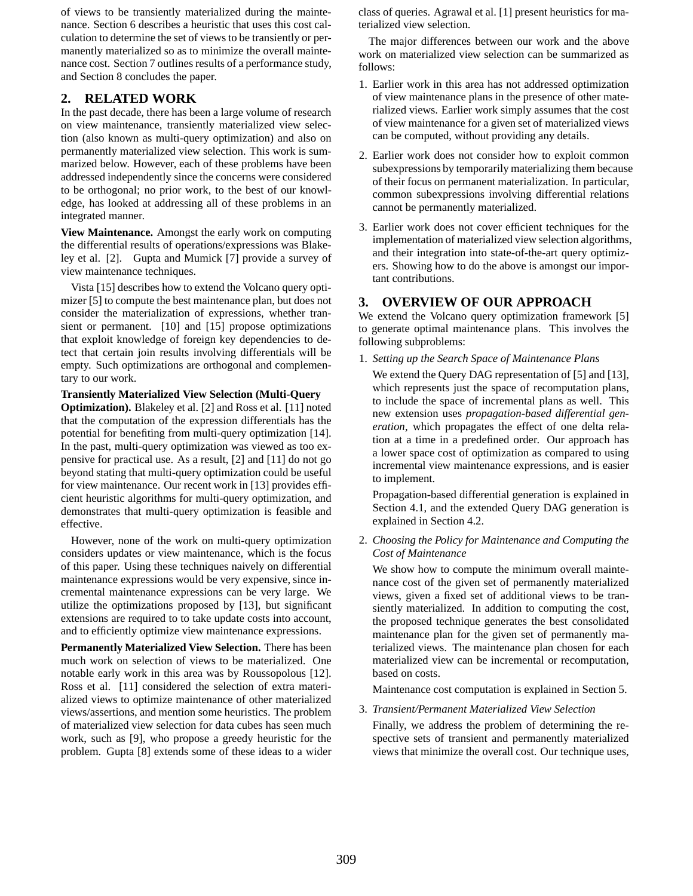of views to be transiently materialized during the maintenance. Section 6 describes a heuristic that uses this cost calculation to determine the set of views to be transiently or permanently materialized so as to minimize the overall maintenance cost. Section 7 outlines results of a performance study, and Section 8 concludes the paper.

## 2. RELATED WORK

In the past decade, there has been a large volume of research on view maintenance, transiently materialized view selection (also known as multi-query optimization) and also on permanently materialized view selection. This work is summarized below. However, each of these problems have been addressed independently since the concerns were considered to be orthogonal; no prior work, to the best of our knowledge, has looked at addressing all of these problems in an integrated manner.

**View Maintenance.** Amongst the early work on computing the differential results of operations/expressions was Blakeley et al. [2]. Gupta and Mumick [7] provide a survey of view maintenance techniques.

Vista [15] describes how to extend the Volcano query optimizer [5] to compute the best maintenance plan, but does not consider the materialization of expressions, whether transient or permanent. [10] and [15] propose optimizations that exploit knowledge of foreign key dependencies to detect that certain join results involving differentials will be empty. Such optimizations are orthogonal and complementary to our work.

**Transiently Materialized View Selection (Multi-Query Optimization).** Blakeley et al. [2] and Ross et al. [11] noted that the computation of the expression differentials has the potential for benefiting from multi-query optimization [14]. In the past, multi-query optimization was viewed as too expensive for practical use. As a result, [2] and [11] do not go beyond stating that multi-query optimization could be useful for view maintenance. Our recent work in [13] provides efficient heuristic algorithms for multi-query optimization, and demonstrates that multi-query optimization is feasible and effective.

However, none of the work on multi-query optimization considers updates or view maintenance, which is the focus of this paper. Using these techniques naively on differential maintenance expressions would be very expensive, since incremental maintenance expressions can be very large. We utilize the optimizations proposed by [13], but significant extensions are required to to take update costs into account, and to efficiently optimize view maintenance expressions.

**Permanently Materialized View Selection.** There has been much work on selection of views to be materialized. One notable early work in this area was by Roussopolous [12]. Ross et al. [11] considered the selection of extra materialized views to optimize maintenance of other materialized views/assertions, and mention some heuristics. The problem of materialized view selection for data cubes has seen much work, such as [9], who propose a greedy heuristic for the problem. Gupta [8] extends some of these ideas to a wider class of queries. Agrawal et al. [1] present heuristics for materialized view selection.

The major differences between our work and the above work on materialized view selection can be summarized as follows:

1. Earlier work in this area has not addressed optimization of view maintenance plans in the presence of other materialized views. Earlier work simply assumes that the cost of view maintenance for a given set of materialized views can be computed, without providing any details.
2. Earlier work does not consider how to exploit common subexpressions by temporarily materializing them because of their focus on permanent materialization. In particular, common subexpressions involving differential relations cannot be permanently materialized.
3. Earlier work does not cover efficient techniques for the implementation of materialized view selection algorithms, and their integration into state-of-the-art query optimizers. Showing how to do the above is amongst our important contributions.

## 3. OVERVIEW OF OUR APPROACH

We extend the Volcano query optimization framework [5] to generate optimal maintenance plans. This involves the following subproblems:

1. *Setting up the Search Space of Maintenance Plans*

   We extend the Query DAG representation of [5] and [13], which represents just the space of recomputation plans, to include the space of incremental plans as well. This new extension uses *propagation-based differential generation*, which propagates the effect of one delta relation at a time in a predefined order. Our approach has a lower space cost of optimization as compared to using incremental view maintenance expressions, and is easier to implement.

   Propagation-based differential generation is explained in Section 4.1, and the extended Query DAG generation is explained in Section 4.2.

2. *Choosing the Policy for Maintenance and Computing the Cost of Maintenance*

   We show how to compute the minimum overall maintenance cost of the given set of permanently materialized views, given a fixed set of additional views to be transiently materialized. In addition to computing the cost, the proposed technique generates the best consolidated maintenance plan for the given set of permanently materialized views. The maintenance plan chosen for each materialized view can be incremental or recomputation, based on costs.

   Maintenance cost computation is explained in Section 5.

3. *Transient/Permanent Materialized View Selection*

   Finally, we address the problem of determining the respective sets of transient and permanently materialized views that minimize the overall cost. Our technique uses,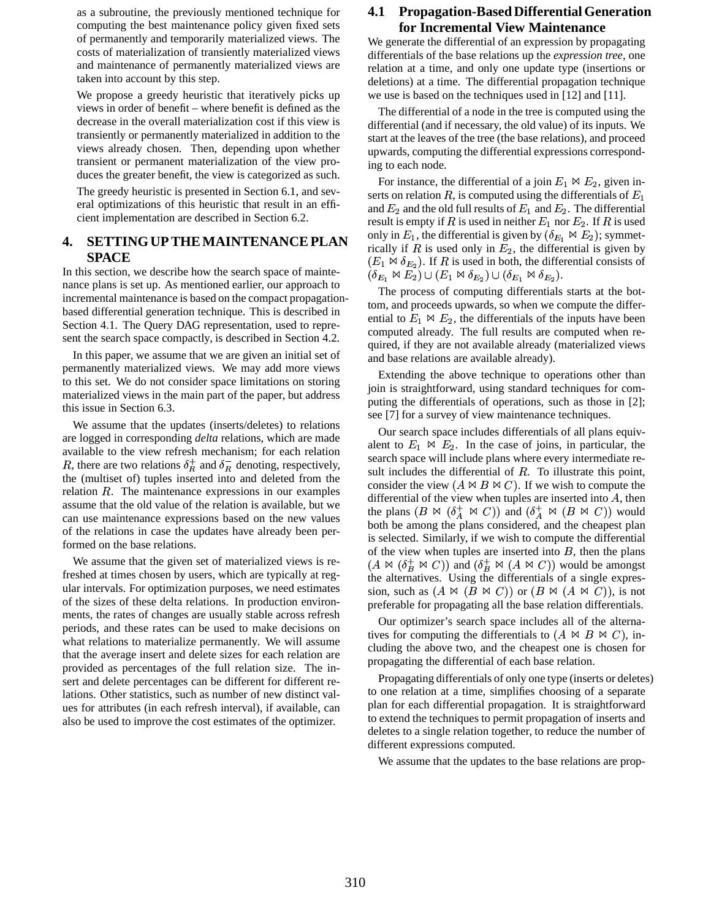as a subroutine, the previously mentioned technique for computing the best maintenance policy given fixed sets of permanently and temporarily materialized views. The costs of materialization of transiently materialized views and maintenance of permanently materialized views are taken into account by this step.

We propose a greedy heuristic that iteratively picks up views in order of benefit – where benefit is defined as the decrease in the overall materialization cost if this view is transiently or permanently materialized in addition to the views already chosen. Then, depending upon whether transient or permanent materialization of the view produces the greater benefit, the view is categorized as such.

The greedy heuristic is presented in Section 6.1, and several optimizations of this heuristic that result in an efficient implementation are described in Section 6.2.

## 4. SETTING UP THE MAINTENANCE PLAN SPACE

In this section, we describe how the search space of maintenance plans is set up. As mentioned earlier, our approach to incremental maintenance is based on the compact propagation-based differential generation technique. This is described in Section 4.1. The Query DAG representation, used to represent the search space compactly, is described in Section 4.2.

In this paper, we assume that we are given an initial set of permanently materialized views. We may add more views to this set. We do not consider space limitations on storing materialized views in the main part of the paper, but address this issue in Section 6.3.

We assume that the updates (inserts/deletes) to relations are logged in corresponding *delta* relations, which are made available to the view refresh mechanism; for each relation $R$, there are two relations $\delta_R^+$ and $\delta_R^-$ denoting, respectively, the (multiset of) tuples inserted into and deleted from the relation $R$. The maintenance expressions in our examples assume that the old value of the relation is available, but we can use maintenance expressions based on the new values of the relations in case the updates have already been performed on the base relations.

We assume that the given set of materialized views is refreshed at times chosen by users, which are typically at regular intervals. For optimization purposes, we need estimates of the sizes of these delta relations. In production environments, the rates of changes are usually stable across refresh periods, and these rates can be used to make decisions on what relations to materialize permanently. We will assume that the average insert and delete sizes for each relation are provided as percentages of the full relation size. The insert and delete percentages can be different for different relations. Other statistics, such as number of new distinct values for attributes (in each refresh interval), if available, can also be used to improve the cost estimates of the optimizer.

### 4.1 Propagation-Based Differential Generation for Incremental View Maintenance

We generate the differential of an expression by propagating differentials of the base relations up the *expression tree*, one relation at a time, and only one update type (insertions or deletions) at a time. The differential propagation technique we use is based on the techniques used in [12] and [11].

The differential of a node in the tree is computed using the differential (and if necessary, the old value) of its inputs. We start at the leaves of the tree (the base relations), and proceed upwards, computing the differential expressions corresponding to each node.

For instance, the differential of a join $E_1 \bowtie E_2$, given inserts on relation $R$, is computed using the differentials of $E_1$ and $E_2$ and the old full results of $E_1$ and $E_2$. The differential result is empty if $R$ is used in neither $E_1$ nor $E_2$. If $R$ is used only in $E_1$, the differential is given by $(\delta_{E_1} \bowtie E_2)$; symmetrically if $R$ is used only in $E_2$, the differential is given by $(E_1 \bowtie \delta_{E_2})$. If $R$ is used in both, the differential consists of $(\delta_{E_1} \bowtie E_2) \cup (E_1 \bowtie \delta_{E_2}) \cup (\delta_{E_1} \bowtie \delta_{E_2})$.

The process of computing differentials starts at the bottom, and proceeds upwards, so when we compute the differential to $E_1 \bowtie E_2$, the differentials of the inputs have been computed already. The full results are computed when required, if they are not available already (materialized views and base relations are available already).

Extending the above technique to operations other than join is straightforward, using standard techniques for computing the differentials of operations, such as those in [2]; see [7] for a survey of view maintenance techniques.

Our search space includes differentials of all plans equivalent to $E_1 \bowtie E_2$. In the case of joins, in particular, the search space will include plans where every intermediate result includes the differential of $R$. To illustrate this point, consider the view $(A \bowtie B \bowtie C)$. If we wish to compute the differential of the view when tuples are inserted into $A$, then the plans $(B \bowtie (\delta_A^+ \bowtie C))$ and $(\delta_A^+ \bowtie (B \bowtie C))$ would both be among the plans considered, and the cheapest plan is selected. Similarly, if we wish to compute the differential of the view when tuples are inserted into $B$, then the plans $(A \bowtie (\delta_B^+ \bowtie C))$ and $(\delta_B^+ \bowtie (A \bowtie C))$ would be amongst the alternatives. Using the differentials of a single expression, such as $(A \bowtie (B \bowtie C))$ or $(B \bowtie (A \bowtie C))$, is not preferable for propagating all the base relation differentials.

Our optimizer's search space includes all of the alternatives for computing the differentials to $(A \bowtie B \bowtie C)$, including the above two, and the cheapest one is chosen for propagating the differential of each base relation.

Propagating differentials of only one type (inserts or deletes) to one relation at a time, simplifies choosing of a separate plan for each differential propagation. It is straightforward to extend the techniques to permit propagation of inserts and deletes to a single relation together, to reduce the number of different expressions computed.

We assume that the updates to the base relations are prop-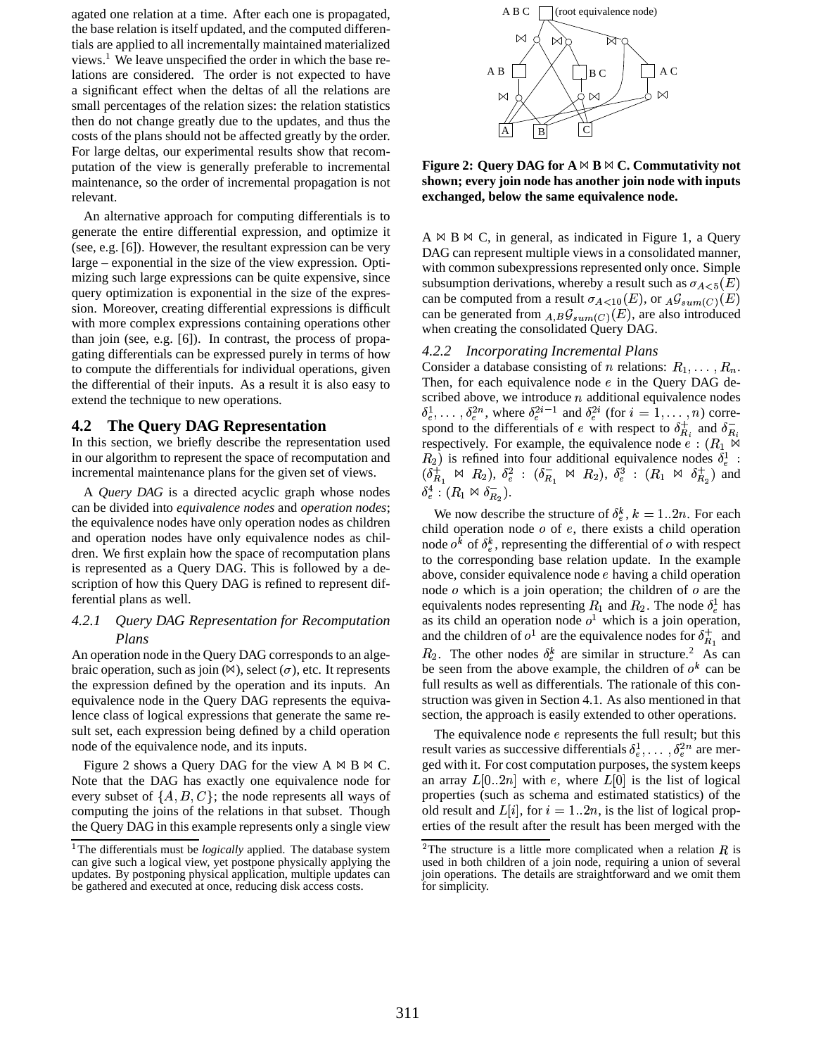agated one relation at a time. After each one is propagated, the base relation is itself updated, and the computed differentials are applied to all incrementally maintained materialized views.[1] We leave unspecified the order in which the base relations are considered. The order is not expected to have a significant effect when the deltas of all the relations are small percentages of the relation sizes: the relation statistics then do not change greatly due to the updates, and thus the costs of the plans should not be affected greatly by the order. For large deltas, our experimental results show that recomputation of the view is generally preferable to incremental maintenance, so the order of incremental propagation is not relevant.

An alternative approach for computing differentials is to generate the entire differential expression, and optimize it (see, e.g. [6]). However, the resultant expression can be very large – exponential in the size of the view expression. Optimizing such large expressions can be quite expensive, since query optimization is exponential in the size of the expression. Moreover, creating differential expressions is difficult with more complex expressions containing operations other than join (see, e.g. [6]). In contrast, the process of propagating differentials can be expressed purely in terms of how to compute the differentials for individual operations, given the differential of their inputs. As a result it is also easy to extend the technique to new operations.

## 4.2 The Query DAG Representation

In this section, we briefly describe the representation used in our algorithm to represent the space of recomputation and incremental maintenance plans for the given set of views.

A *Query DAG* is a directed acyclic graph whose nodes can be divided into *equivalence nodes* and *operation nodes*; the equivalence nodes have only operation nodes as children and operation nodes have only equivalence nodes as children. We first explain how the space of recomputation plans is represented as a Query DAG. This is followed by a description of how this Query DAG is refined to represent differential plans as well.

### *4.2.1 Query DAG Representation for Recomputation Plans*

An operation node in the Query DAG corresponds to an algebraic operation, such as join ($\bowtie$), select ($\sigma$), etc. It represents the expression defined by the operation and its inputs. An equivalence node in the Query DAG represents the equivalence class of logical expressions that generate the same result set, each expression being defined by a child operation node of the equivalence node, and its inputs.

Figure 2 shows a Query DAG for the view A $\bowtie$ B $\bowtie$ C. Note that the DAG has exactly one equivalence node for every subset of $\{A, B, C\}$; the node represents all ways of computing the joins of the relations in that subset. Though the Query DAG in this example represents only a single view

[1] The differentials must be *logically* applied. The database system can give such a logical view, yet postpone physically applying the updates. By postponing physical application, multiple updates can be gathered and executed at once, reducing disk access costs.

**Figure 2: Query DAG for A $\bowtie$ B $\bowtie$ C. Commutativity not shown; every join node has another join node with inputs exchanged, below the same equivalence node.**

A $\bowtie$ B $\bowtie$ C, in general, as indicated in Figure 1, a Query DAG can represent multiple views in a consolidated manner, with common subexpressions represented only once. Simple subsumption derivations, whereby a result such as $\sigma_{A<5}(E)$ can be computed from a result $\sigma_{A<10}(E)$, or ${}_{A}\mathcal{G}_{sum(C)}(E)$ can be generated from ${}_{A,B}\mathcal{G}_{sum(C)}(E)$, are also introduced when creating the consolidated Query DAG.

### *4.2.2 Incorporating Incremental Plans*

Consider a database consisting of $n$ relations: $R_1, \ldots, R_n$. Then, for each equivalence node $e$ in the Query DAG described above, we introduce $n$ additional equivalence nodes $\delta_e^1, \ldots, \delta_e^{2n}$, where $\delta_e^{2i-1}$ and $\delta_e^{2i}$ (for $i = 1, \ldots, n$) correspond to the differentials of $e$ with respect to $\delta_{R_i}^+$ and $\delta_{R_i}^-$ respectively. For example, the equivalence node $e : (R_1 \bowtie R_2)$ is refined into four additional equivalence nodes $\delta_e^1 : (\delta_{R_1}^+ \bowtie R_2)$, $\delta_e^2 : (\delta_{R_1}^- \bowtie R_2)$, $\delta_e^3 : (R_1 \bowtie \delta_{R_2}^+)$ and $\delta_e^4 : (R_1 \bowtie \delta_{R_2}^-)$.

We now describe the structure of $\delta_e^k$, $k = 1..2n$. For each child operation node $o$ of $e$, there exists a child operation node $o^k$ of $\delta_e^k$, representing the differential of $o$ with respect to the corresponding base relation update. In the example above, consider equivalence node $e$ having a child operation node $o$ which is a join operation; the children of $o$ are the equivalents nodes representing $R_1$ and $R_2$. The node $\delta_e^1$ has as its child an operation node $o^1$ which is a join operation, and the children of $o^1$ are the equivalence nodes for $\delta_{R_1}^+$ and $R_2$. The other nodes $\delta_e^k$ are similar in structure.[2] As can be seen from the above example, the children of $o^k$ can be full results as well as differentials. The rationale of this construction was given in Section 4.1. As also mentioned in that section, the approach is easily extended to other operations.

The equivalence node $e$ represents the full result; but this result varies as successive differentials $\delta_e^1, \ldots, \delta_e^{2n}$ are merged with it. For cost computation purposes, the system keeps an array $L[0..2n]$ with $e$, where $L[0]$ is the list of logical properties (such as schema and estimated statistics) of the old result and $L[i]$, for $i = 1..2n$, is the list of logical properties of the result after the result has been merged with the

[2] The structure is a little more complicated when a relation $R$ is used in both children of a join node, requiring a union of several join operations. The details are straightforward and we omit them for simplicity.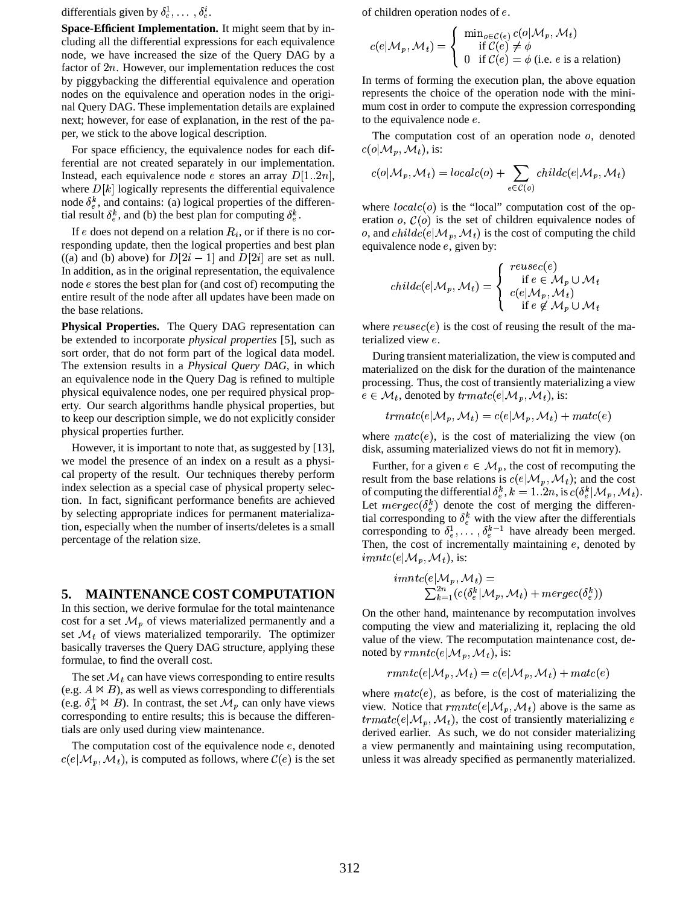differentials given by $\delta_e^1, \ldots, \delta_e^i$.

**Space-Efficient Implementation.** It might seem that by including all the differential expressions for each equivalence node, we have increased the size of the Query DAG by a factor of $2n$. However, our implementation reduces the cost by piggybacking the differential equivalence and operation nodes on the equivalence and operation nodes in the original Query DAG. These implementation details are explained next; however, for ease of explanation, in the rest of the paper, we stick to the above logical description.

For space efficiency, the equivalence nodes for each differential are not created separately in our implementation. Instead, each equivalence node $e$ stores an array $D[1..2n]$, where $D[k]$ logically represents the differential equivalence node $\delta_e^k$, and contains: (a) logical properties of the differential result $\delta_e^k$, and (b) the best plan for computing $\delta_e^k$.

If $e$ does not depend on a relation $R_i$, or if there is no corresponding update, then the logical properties and best plan ((a) and (b) above) for $D[2i-1]$ and $D[2i]$ are set as null. In addition, as in the original representation, the equivalence node $e$ stores the best plan for (and cost of) recomputing the entire result of the node after all updates have been made on the base relations.

**Physical Properties.** The Query DAG representation can be extended to incorporate *physical properties* [5], such as sort order, that do not form part of the logical data model. The extension results in a *Physical Query DAG*, in which an equivalence node in the Query Dag is refined to multiple physical equivalence nodes, one per required physical property. Our search algorithms handle physical properties, but to keep our description simple, we do not explicitly consider physical properties further.

However, it is important to note that, as suggested by [13], we model the presence of an index on a result as a physical property of the result. Our techniques thereby perform index selection as a special case of physical property selection. In fact, significant performance benefits are achieved by selecting appropriate indices for permanent materialization, especially when the number of inserts/deletes is a small percentage of the relation size.

## 5. MAINTENANCE COST COMPUTATION

In this section, we derive formulae for the total maintenance cost for a set $\mathcal{M}_p$ of views materialized permanently and a set $\mathcal{M}_t$ of views materialized temporarily. The optimizer basically traverses the Query DAG structure, applying these formulae, to find the overall cost.

The set $\mathcal{M}_t$ can have views corresponding to entire results (e.g. $A \bowtie B$), as well as views corresponding to differentials (e.g. $\delta_A^+ \bowtie B$). In contrast, the set $\mathcal{M}_p$ can only have views corresponding to entire results; this is because the differentials are only used during view maintenance.

The computation cost of the equivalence node $e$, denoted $c(e|\mathcal{M}_p, \mathcal{M}_t)$, is computed as follows, where $\mathcal{C}(e)$ is the set of children operation nodes of $e$.

$$c(e|\mathcal{M}_p, \mathcal{M}_t) = \begin{cases} \min_{o \in \mathcal{C}(e)} c(o|\mathcal{M}_p, \mathcal{M}_t) \\ \quad \text{if } \mathcal{C}(e) \neq \phi \\ 0 \quad \text{if } \mathcal{C}(e) = \phi \text{ (i.e. } e \text{ is a relation)} \end{cases}$$

In terms of forming the execution plan, the above equation represents the choice of the operation node with the minimum cost in order to compute the expression corresponding to the equivalence node $e$.

The computation cost of an operation node $o$, denoted $c(o|\mathcal{M}_p, \mathcal{M}_t)$, is:

$$c(o|\mathcal{M}_p, \mathcal{M}_t) = localc(o) + \sum_{e \in \mathcal{C}(o)} childc(e|\mathcal{M}_p, \mathcal{M}_t)$$

where $localc(o)$ is the "local" computation cost of the operation $o$, $\mathcal{C}(o)$ is the set of children equivalence nodes of $o$, and $childc(e|\mathcal{M}_p, \mathcal{M}_t)$ is the cost of computing the child equivalence node $e$, given by:

$$childc(e|\mathcal{M}_p, \mathcal{M}_t) = \begin{cases} reusec(e) \\ \quad \text{if } e \in \mathcal{M}_p \cup \mathcal{M}_t \\ c(e|\mathcal{M}_p, \mathcal{M}_t) \\ \quad \text{if } e \notin \mathcal{M}_p \cup \mathcal{M}_t \end{cases}$$

where $reusec(e)$ is the cost of reusing the result of the materialized view $e$.

During transient materialization, the view is computed and materialized on the disk for the duration of the maintenance processing. Thus, the cost of transiently materializing a view $e \in \mathcal{M}_t$, denoted by $trmatc(e|\mathcal{M}_p, \mathcal{M}_t)$, is:

$$trmatc(e|\mathcal{M}_p, \mathcal{M}_t) = c(e|\mathcal{M}_p, \mathcal{M}_t) + matc(e)$$

where $matc(e)$, is the cost of materializing the view (on disk, assuming materialized views do not fit in memory).

Further, for a given $e \in \mathcal{M}_p$, the cost of recomputing the result from the base relations is $c(e|\mathcal{M}_p, \mathcal{M}_t)$; and the cost of computing the differential $\delta_e^k, k = 1..2n$, is $c(\delta_e^k|\mathcal{M}_p, \mathcal{M}_t)$. Let $mergec(\delta_e^k)$ denote the cost of merging the differential corresponding to $\delta_e^k$ with the view after the differentials corresponding to $\delta_e^1, \ldots, \delta_e^{k-1}$ have already been merged. Then, the cost of incrementally maintaining $e$, denoted by $imntc(e|\mathcal{M}_p, \mathcal{M}_t)$, is:

$$imntc(e|\mathcal{M}_p, \mathcal{M}_t) = \sum_{k=1}^{2n} (c(\delta_e^k|\mathcal{M}_p, \mathcal{M}_t) + mergec(\delta_e^k))$$

On the other hand, maintenance by recomputation involves computing the view and materializing it, replacing the old value of the view. The recomputation maintenance cost, denoted by $rmntc(e|\mathcal{M}_p, \mathcal{M}_t)$, is:

$$rmntc(e|\mathcal{M}_p, \mathcal{M}_t) = c(e|\mathcal{M}_p, \mathcal{M}_t) + matc(e)$$

where $matc(e)$, as before, is the cost of materializing the view. Notice that $rmntc(e|\mathcal{M}_p, \mathcal{M}_t)$ above is the same as $trmatc(e|\mathcal{M}_p, \mathcal{M}_t)$, the cost of transiently materializing $e$ derived earlier. As such, we do not consider materializing a view permanently and maintaining using recomputation, unless it was already specified as permanently materialized.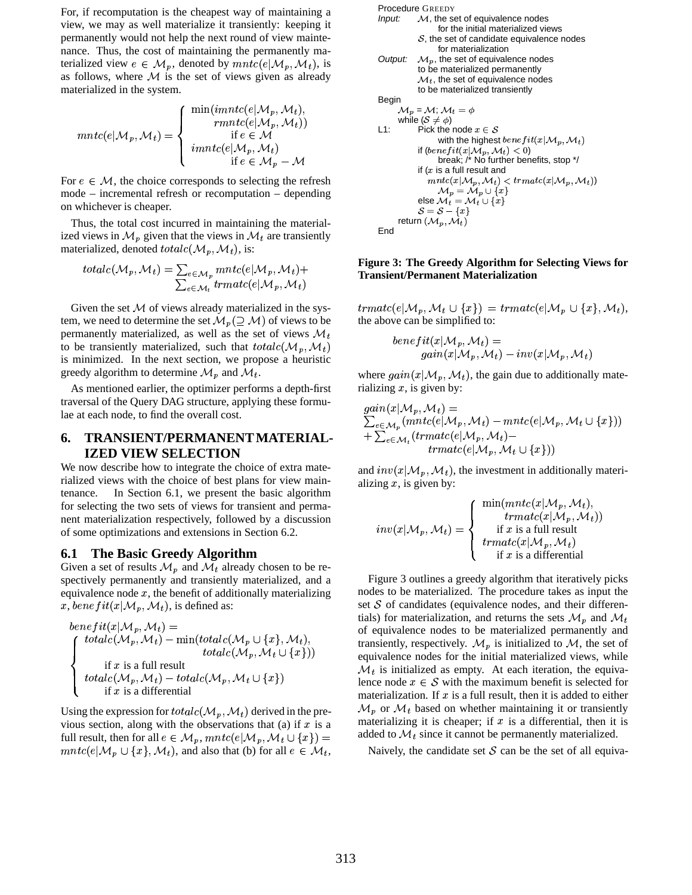For, if recomputation is the cheapest way of maintaining a view, we may as well materialize it transiently: keeping it permanently would not help the next round of view maintenance. Thus, the cost of maintaining the permanently materialized view $e \in \mathcal{M}_p$, denoted by $mntc(e|\mathcal{M}_p, \mathcal{M}_t)$, is as follows, where $\mathcal{M}$ is the set of views given as already materialized in the system.

$$mntc(e|\mathcal{M}_p, \mathcal{M}_t) = \begin{cases} \min(imntc(e|\mathcal{M}_p, \mathcal{M}_t), \\ \quad rmntc(e|\mathcal{M}_p, \mathcal{M}_t)) \\ \quad \text{if } e \in \mathcal{M} \\ imntc(e|\mathcal{M}_p, \mathcal{M}_t) \\ \quad \text{if } e \in \mathcal{M}_p - \mathcal{M} \end{cases}$$

For $e \in \mathcal{M}$, the choice corresponds to selecting the refresh mode – incremental refresh or recomputation – depending on whichever is cheaper.

Thus, the total cost incurred in maintaining the materialized views in $\mathcal{M}_p$ given that the views in $\mathcal{M}_t$ are transiently materialized, denoted $totalc(\mathcal{M}_p, \mathcal{M}_t)$, is:

$$totalc(\mathcal{M}_p, \mathcal{M}_t) = \sum_{e \in \mathcal{M}_p} mntc(e|\mathcal{M}_p, \mathcal{M}_t) + \sum_{e \in \mathcal{M}_t} trmatc(e|\mathcal{M}_p, \mathcal{M}_t)$$

Given the set $\mathcal{M}$ of views already materialized in the system, we need to determine the set $\mathcal{M}_p (\supseteq \mathcal{M})$ of views to be permanently materialized, as well as the set of views $\mathcal{M}_t$ to be transiently materialized, such that $totalc(\mathcal{M}_p, \mathcal{M}_t)$ is minimized. In the next section, we propose a heuristic greedy algorithm to determine $\mathcal{M}_p$ and $\mathcal{M}_t$.

As mentioned earlier, the optimizer performs a depth-first traversal of the Query DAG structure, applying these formulae at each node, to find the overall cost.

## 6. TRANSIENT/PERMANENT MATERIALIZED VIEW SELECTION

We now describe how to integrate the choice of extra materialized views with the choice of best plans for view maintenance. In Section 6.1, we present the basic algorithm for selecting the two sets of views for transient and permanent materialization respectively, followed by a discussion of some optimizations and extensions in Section 6.2.

### 6.1 The Basic Greedy Algorithm

Given a set of results $\mathcal{M}_p$ and $\mathcal{M}_t$ already chosen to be respectively permanently and transiently materialized, and a equivalence node $x$, the benefit of additionally materializing $x$, $benefit(x|\mathcal{M}_p, \mathcal{M}_t)$, is defined as:

$$benefit(x|\mathcal{M}_p, \mathcal{M}_t) = \begin{cases} totalc(\mathcal{M}_p, \mathcal{M}_t) - \min(totalc(\mathcal{M}_p \cup \{x\}, \mathcal{M}_t), \\ \quad totalc(\mathcal{M}_p, \mathcal{M}_t \cup \{x\})) \\ \quad \text{if } x \text{ is a full result} \\ totalc(\mathcal{M}_p, \mathcal{M}_t) - totalc(\mathcal{M}_p, \mathcal{M}_t \cup \{x\}) \\ \quad \text{if } x \text{ is a differential} \end{cases}$$

Using the expression for $totalc(\mathcal{M}_p, \mathcal{M}_t)$ derived in the previous section, along with the observations that (a) if $x$ is a full result, then for all $e \in \mathcal{M}_p$, $mntc(e|\mathcal{M}_p, \mathcal{M}_t \cup \{x\}) = mntc(e|\mathcal{M}_p \cup \{x\}, \mathcal{M}_t)$, and also that (b) for all $e \in \mathcal{M}_t$, $trmatc(e|\mathcal{M}_p, \mathcal{M}_t \cup \{x\}) = trmatc(e|\mathcal{M}_p \cup \{x\}, \mathcal{M}_t)$, the above can be simplified to:

$$benefit(x|\mathcal{M}_p, \mathcal{M}_t) = gain(x|\mathcal{M}_p, \mathcal{M}_t) - inv(x|\mathcal{M}_p, \mathcal{M}_t)$$

where $gain(x|\mathcal{M}_p, \mathcal{M}_t)$, the gain due to additionally materializing $x$, is given by:

$$gain(x|\mathcal{M}_p, \mathcal{M}_t) = \sum_{e \in \mathcal{M}_p} (mntc(e|\mathcal{M}_p, \mathcal{M}_t) - mntc(e|\mathcal{M}_p, \mathcal{M}_t \cup \{x\})) + \sum_{e \in \mathcal{M}_t} (trmatc(e|\mathcal{M}_p, \mathcal{M}_t) - trmatc(e|\mathcal{M}_p, \mathcal{M}_t \cup \{x\}))$$

and $inv(x|\mathcal{M}_p, \mathcal{M}_t)$, the investment in additionally materializing $x$, is given by:

$$inv(x|\mathcal{M}_p, \mathcal{M}_t) = \begin{cases} \min(mntc(x|\mathcal{M}_p, \mathcal{M}_t), \\ \quad trmatc(x|\mathcal{M}_p, \mathcal{M}_t)) \\ \quad \text{if } x \text{ is a full result} \\ trmatc(x|\mathcal{M}_p, \mathcal{M}_t) \\ \quad \text{if } x \text{ is a differential} \end{cases}$$

```
Procedure GREEDY
Input:   M, the set of equivalence nodes
             for the initial materialized views
         S, the set of candidate equivalence nodes
             for materialization
Output:  Mp, the set of equivalence nodes
         to be materialized permanently
         Mt, the set of equivalence nodes
         to be materialized transiently
Begin
    Mp = M; Mt = φ
    while (S ≠ φ)
L1:     Pick the node x ∈ S
            with the highest benefit(x|Mp, Mt)
        if (benefit(x|Mp, Mt) < 0)
            break; /* No further benefits, stop */
        if (x is a full result and
          mntc(x|Mp, Mt) < trmatc(x|Mp, Mt))
            Mp = Mp ∪ {x}
        else Mt = Mt ∪ {x}
        S = S − {x}
    return (Mp, Mt)
End
```

**Figure 3: The Greedy Algorithm for Selecting Views for Transient/Permanent Materialization**

Figure 3 outlines a greedy algorithm that iteratively picks nodes to be materialized. The procedure takes as input the set $\mathcal{S}$ of candidates (equivalence nodes, and their differentials) for materialization, and returns the sets $\mathcal{M}_p$ and $\mathcal{M}_t$ of equivalence nodes to be materialized permanently and transiently, respectively. $\mathcal{M}_p$ is initialized to $\mathcal{M}$, the set of equivalence nodes for the initial materialized views, while $\mathcal{M}_t$ is initialized as empty. At each iteration, the equivalence node $x \in \mathcal{S}$ with the maximum benefit is selected for materialization. If $x$ is a full result, then it is added to either $\mathcal{M}_p$ or $\mathcal{M}_t$ based on whether maintaining it or transiently materializing it is cheaper; if $x$ is a differential, then it is added to $\mathcal{M}_t$ since it cannot be permanently materialized.

Naively, the candidate set $\mathcal{S}$ can be the set of all equiva-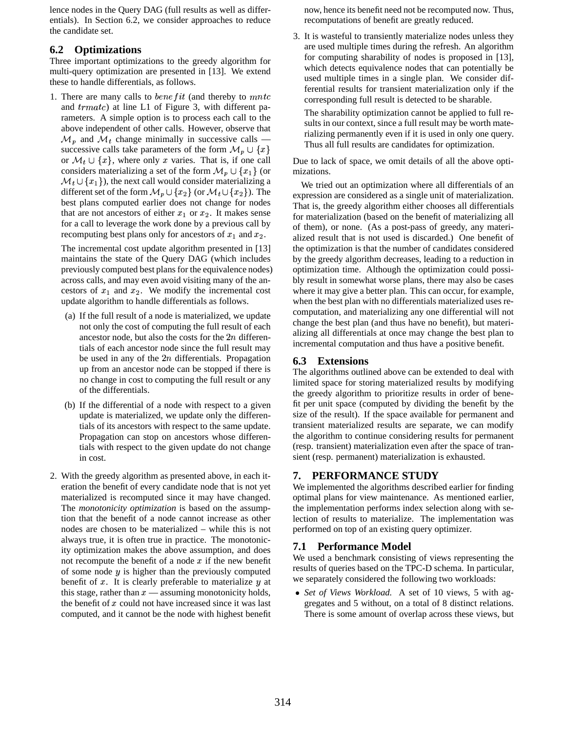lence nodes in the Query DAG (full results as well as differentials). In Section 6.2, we consider approaches to reduce the candidate set.

### 6.2 Optimizations

Three important optimizations to the greedy algorithm for multi-query optimization are presented in [13]. We extend these to handle differentials, as follows.

1. There are many calls to $benefit$ (and thereby to $mntc$ and $trmatc$) at line L1 of Figure 3, with different parameters. A simple option is to process each call to the above independent of other calls. However, observe that $\mathcal{M}_p$ and $\mathcal{M}_t$ change minimally in successive calls — successive calls take parameters of the form $\mathcal{M}_p \cup \{x\}$ or $\mathcal{M}_t \cup \{x\}$, where only $x$ varies. That is, if one call considers materializing a set of the form $\mathcal{M}_p \cup \{x_1\}$ (or $\mathcal{M}_t \cup \{x_1\}$), the next call would consider materializing a different set of the form $\mathcal{M}_p \cup \{x_2\}$ (or $\mathcal{M}_t \cup \{x_2\}$). The best plans computed earlier does not change for nodes that are not ancestors of either $x_1$ or $x_2$. It makes sense for a call to leverage the work done by a previous call by recomputing best plans only for ancestors of $x_1$ and $x_2$.

   The incremental cost update algorithm presented in [13] maintains the state of the Query DAG (which includes previously computed best plans for the equivalence nodes) across calls, and may even avoid visiting many of the ancestors of $x_1$ and $x_2$. We modify the incremental cost update algorithm to handle differentials as follows.

   (a) If the full result of a node is materialized, we update not only the cost of computing the full result of each ancestor node, but also the costs for the $2n$ differentials of each ancestor node since the full result may be used in any of the $2n$ differentials. Propagation up from an ancestor node can be stopped if there is no change in cost to computing the full result or any of the differentials.

   (b) If the differential of a node with respect to a given update is materialized, we update only the differentials of its ancestors with respect to the same update. Propagation can stop on ancestors whose differentials with respect to the given update do not change in cost.

2. With the greedy algorithm as presented above, in each iteration the benefit of every candidate node that is not yet materialized is recomputed since it may have changed. The *monotonicity optimization* is based on the assumption that the benefit of a node cannot increase as other nodes are chosen to be materialized – while this is not always true, it is often true in practice. The monotonicity optimization makes the above assumption, and does not recompute the benefit of a node $x$ if the new benefit of some node $y$ is higher than the previously computed benefit of $x$. It is clearly preferable to materialize $y$ at this stage, rather than $x$ — assuming monotonicity holds, the benefit of $x$ could not have increased since it was last computed, and it cannot be the node with highest benefit now, hence its benefit need not be recomputed now. Thus, recomputations of benefit are greatly reduced.

3. It is wasteful to transiently materialize nodes unless they are used multiple times during the refresh. An algorithm for computing sharability of nodes is proposed in [13], which detects equivalence nodes that can potentially be used multiple times in a single plan. We consider differential results for transient materialization only if the corresponding full result is detected to be sharable.

   The sharability optimization cannot be applied to full results in our context, since a full result may be worth materializing permanently even if it is used in only one query. Thus all full results are candidates for optimization.

Due to lack of space, we omit details of all the above optimizations.

We tried out an optimization where all differentials of an expression are considered as a single unit of materialization. That is, the greedy algorithm either chooses all differentials for materialization (based on the benefit of materializing all of them), or none. (As a post-pass of greedy, any materialized result that is not used is discarded.) One benefit of the optimization is that the number of candidates considered by the greedy algorithm decreases, leading to a reduction in optimization time. Although the optimization could possibly result in somewhat worse plans, there may also be cases where it may give a better plan. This can occur, for example, when the best plan with no differentials materialized uses recomputation, and materializing any one differential will not change the best plan (and thus have no benefit), but materializing all differentials at once may change the best plan to incremental computation and thus have a positive benefit.

### 6.3 Extensions

The algorithms outlined above can be extended to deal with limited space for storing materialized results by modifying the greedy algorithm to prioritize results in order of benefit per unit space (computed by dividing the benefit by the size of the result). If the space available for permanent and transient materialized results are separate, we can modify the algorithm to continue considering results for permanent (resp. transient) materialization even after the space of transient (resp. permanent) materialization is exhausted.

## 7. PERFORMANCE STUDY

We implemented the algorithms described earlier for finding optimal plans for view maintenance. As mentioned earlier, the implementation performs index selection along with selection of results to materialize. The implementation was performed on top of an existing query optimizer.

### 7.1 Performance Model

We used a benchmark consisting of views representing the results of queries based on the TPC-D schema. In particular, we separately considered the following two workloads:

- *Set of Views Workload.* A set of 10 views, 5 with aggregates and 5 without, on a total of 8 distinct relations. There is some amount of overlap across these views, but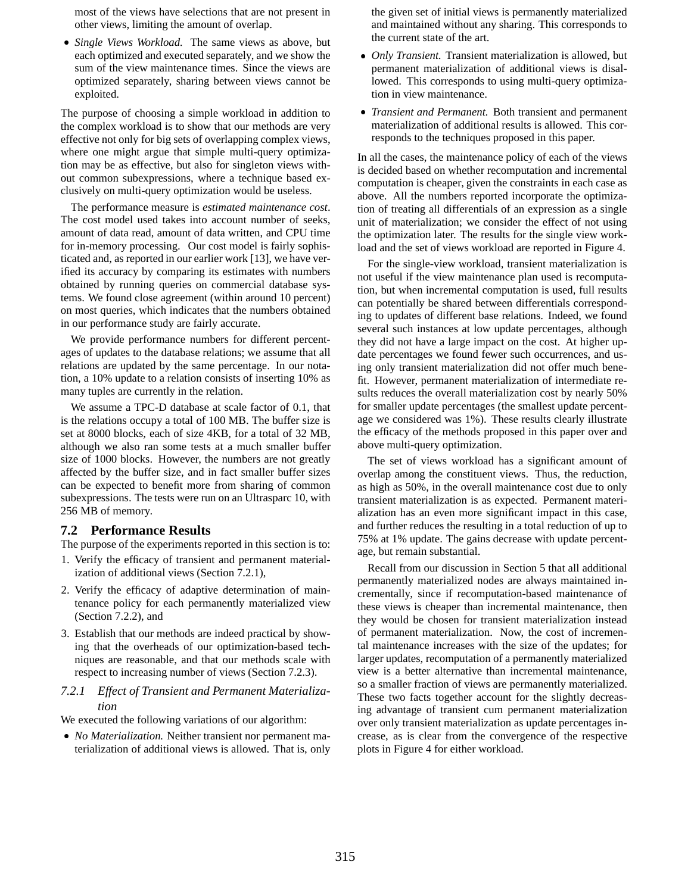most of the views have selections that are not present in other views, limiting the amount of overlap.

- *Single Views Workload.* The same views as above, but each optimized and executed separately, and we show the sum of the view maintenance times. Since the views are optimized separately, sharing between views cannot be exploited.

The purpose of choosing a simple workload in addition to the complex workload is to show that our methods are very effective not only for big sets of overlapping complex views, where one might argue that simple multi-query optimization may be as effective, but also for singleton views without common subexpressions, where a technique based exclusively on multi-query optimization would be useless.

The performance measure is *estimated maintenance cost*. The cost model used takes into account number of seeks, amount of data read, amount of data written, and CPU time for in-memory processing. Our cost model is fairly sophisticated and, as reported in our earlier work [13], we have verified its accuracy by comparing its estimates with numbers obtained by running queries on commercial database systems. We found close agreement (within around 10 percent) on most queries, which indicates that the numbers obtained in our performance study are fairly accurate.

We provide performance numbers for different percentages of updates to the database relations; we assume that all relations are updated by the same percentage. In our notation, a 10% update to a relation consists of inserting 10% as many tuples are currently in the relation.

We assume a TPC-D database at scale factor of 0.1, that is the relations occupy a total of 100 MB. The buffer size is set at 8000 blocks, each of size 4KB, for a total of 32 MB, although we also ran some tests at a much smaller buffer size of 1000 blocks. However, the numbers are not greatly affected by the buffer size, and in fact smaller buffer sizes can be expected to benefit more from sharing of common subexpressions. The tests were run on an Ultrasparc 10, with 256 MB of memory.

## 7.2 Performance Results

The purpose of the experiments reported in this section is to:

1. Verify the efficacy of transient and permanent materialization of additional views (Section 7.2.1),
2. Verify the efficacy of adaptive determination of maintenance policy for each permanently materialized view (Section 7.2.2), and
3. Establish that our methods are indeed practical by showing that the overheads of our optimization-based techniques are reasonable, and that our methods scale with respect to increasing number of views (Section 7.2.3).

### 7.2.1 *Effect of Transient and Permanent Materialization*

We executed the following variations of our algorithm:

- *No Materialization.* Neither transient nor permanent materialization of additional views is allowed. That is, only the given set of initial views is permanently materialized and maintained without any sharing. This corresponds to the current state of the art.
- *Only Transient.* Transient materialization is allowed, but permanent materialization of additional views is disallowed. This corresponds to using multi-query optimization in view maintenance.
- *Transient and Permanent.* Both transient and permanent materialization of additional results is allowed. This corresponds to the techniques proposed in this paper.

In all the cases, the maintenance policy of each of the views is decided based on whether recomputation and incremental computation is cheaper, given the constraints in each case as above. All the numbers reported incorporate the optimization of treating all differentials of an expression as a single unit of materialization; we consider the effect of not using the optimization later. The results for the single view workload and the set of views workload are reported in Figure 4.

For the single-view workload, transient materialization is not useful if the view maintenance plan used is recomputation, but when incremental computation is used, full results can potentially be shared between differentials corresponding to updates of different base relations. Indeed, we found several such instances at low update percentages, although they did not have a large impact on the cost. At higher update percentages we found fewer such occurrences, and using only transient materialization did not offer much benefit. However, permanent materialization of intermediate results reduces the overall materialization cost by nearly 50% for smaller update percentages (the smallest update percentage we considered was 1%). These results clearly illustrate the efficacy of the methods proposed in this paper over and above multi-query optimization.

The set of views workload has a significant amount of overlap among the constituent views. Thus, the reduction, as high as 50%, in the overall maintenance cost due to only transient materialization is as expected. Permanent materialization has an even more significant impact in this case, and further reduces the resulting in a total reduction of up to 75% at 1% update. The gains decrease with update percentage, but remain substantial.

Recall from our discussion in Section 5 that all additional permanently materialized nodes are always maintained incrementally, since if recomputation-based maintenance of these views is cheaper than incremental maintenance, then they would be chosen for transient materialization instead of permanent materialization. Now, the cost of incremental maintenance increases with the size of the updates; for larger updates, recomputation of a permanently materialized view is a better alternative than incremental maintenance, so a smaller fraction of views are permanently materialized. These two facts together account for the slightly decreasing advantage of transient cum permanent materialization over only transient materialization as update percentages increase, as is clear from the convergence of the respective plots in Figure 4 for either workload.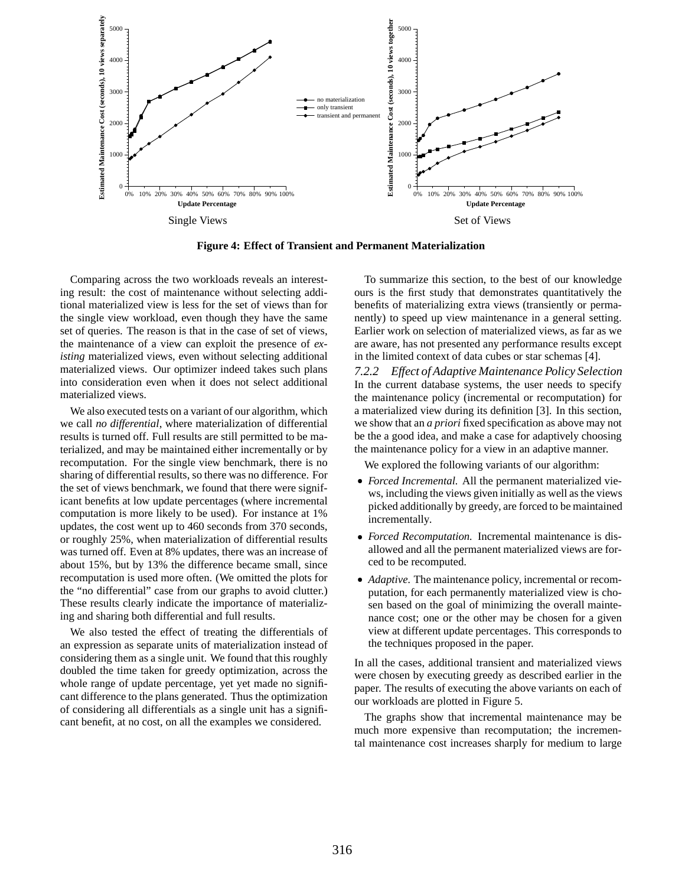Estimated Maintenance Cost (seconds), 10 views separately

5000
4000
3000
2000
1000
0

0% 10% 20% 30% 40% 50% 60% 70% 80% 90% 100%

Update Percentage

Single Views

no materialization
only transient
transient and permanent

Estimated Maintenance Cost (seconds), 10 views together

5000
4000
3000
2000
1000
0

0% 10% 20% 30% 40% 50% 60% 70% 80% 90% 100%

Update Percentage

Set of Views

**Figure 4: Effect of Transient and Permanent Materialization**

Comparing across the two workloads reveals an interesting result: the cost of maintenance without selecting additional materialized view is less for the set of views than for the single view workload, even though they have the same set of queries. The reason is that in the case of set of views, the maintenance of a view can exploit the presence of *existing* materialized views, even without selecting additional materialized views. Our optimizer indeed takes such plans into consideration even when it does not select additional materialized views.

We also executed tests on a variant of our algorithm, which we call *no differential*, where materialization of differential results is turned off. Full results are still permitted to be materialized, and may be maintained either incrementally or by recomputation. For the single view benchmark, there is no sharing of differential results, so there was no difference. For the set of views benchmark, we found that there were significant benefits at low update percentages (where incremental computation is more likely to be used). For instance at 1% updates, the cost went up to 460 seconds from 370 seconds, or roughly 25%, when materialization of differential results was turned off. Even at 8% updates, there was an increase of about 15%, but by 13% the difference became small, since recomputation is used more often. (We omitted the plots for the "no differential" case from our graphs to avoid clutter.) These results clearly indicate the importance of materializing and sharing both differential and full results.

We also tested the effect of treating the differentials of an expression as separate units of materialization instead of considering them as a single unit. We found that this roughly doubled the time taken for greedy optimization, across the whole range of update percentage, yet yet made no significant difference to the plans generated. Thus the optimization of considering all differentials as a single unit has a significant benefit, at no cost, on all the examples we considered.

To summarize this section, to the best of our knowledge ours is the first study that demonstrates quantitatively the benefits of materializing extra views (transiently or permanently) to speed up view maintenance in a general setting. Earlier work on selection of materialized views, as far as we are aware, has not presented any performance results except in the limited context of data cubes or star schemas [4].

#### *7.2.2 Effect of Adaptive Maintenance Policy Selection*

In the current database systems, the user needs to specify the maintenance policy (incremental or recomputation) for a materialized view during its definition [3]. In this section, we show that an *a priori* fixed specification as above may not be the a good idea, and make a case for adaptively choosing the maintenance policy for a view in an adaptive manner.

We explored the following variants of our algorithm:

- *Forced Incremental.* All the permanent materialized views, including the views given initially as well as the views picked additionally by greedy, are forced to be maintained incrementally.
- *Forced Recomputation.* Incremental maintenance is disallowed and all the permanent materialized views are forced to be recomputed.
- *Adaptive.* The maintenance policy, incremental or recomputation, for each permanently materialized view is chosen based on the goal of minimizing the overall maintenance cost; one or the other may be chosen for a given view at different update percentages. This corresponds to the techniques proposed in the paper.

In all the cases, additional transient and materialized views were chosen by executing greedy as described earlier in the paper. The results of executing the above variants on each of our workloads are plotted in Figure 5.

The graphs show that incremental maintenance may be much more expensive than recomputation; the incremental maintenance cost increases sharply for medium to large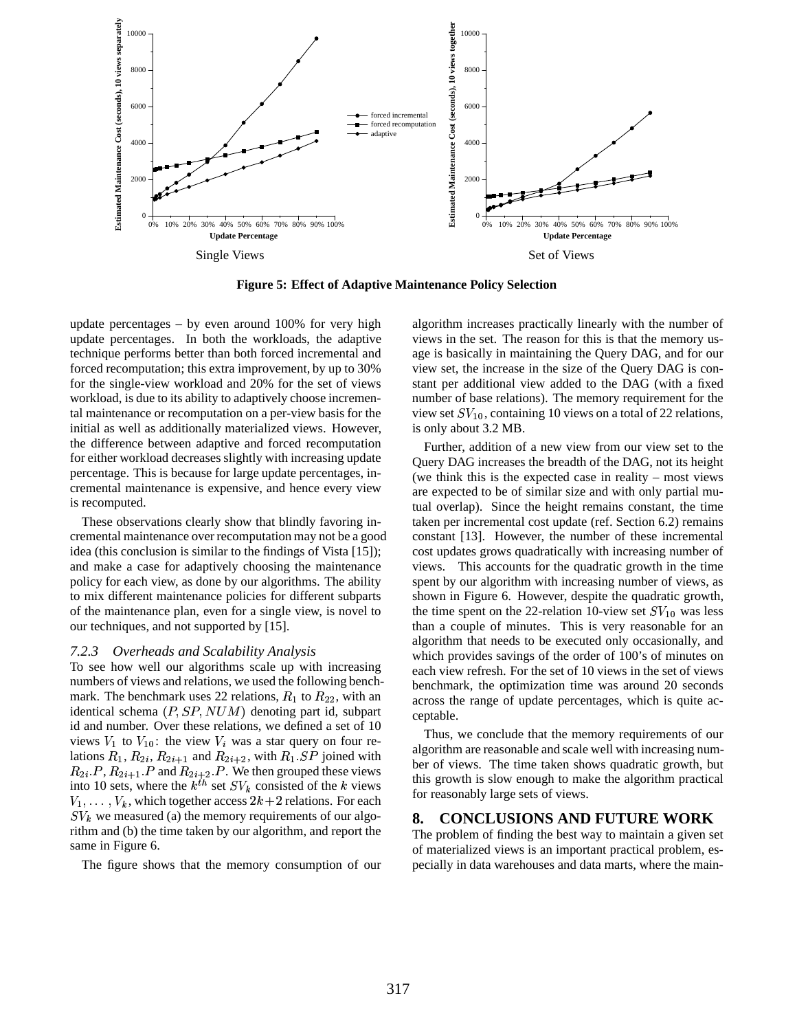Single Views

Set of Views

**Figure 5: Effect of Adaptive Maintenance Policy Selection**

update percentages – by even around 100% for very high update percentages. In both the workloads, the adaptive technique performs better than both forced incremental and forced recomputation; this extra improvement, by up to 30% for the single-view workload and 20% for the set of views workload, is due to its ability to adaptively choose incremental maintenance or recomputation on a per-view basis for the initial as well as additionally materialized views. However, the difference between adaptive and forced recomputation for either workload decreases slightly with increasing update percentage. This is because for large update percentages, incremental maintenance is expensive, and hence every view is recomputed.

These observations clearly show that blindly favoring incremental maintenance over recomputation may not be a good idea (this conclusion is similar to the findings of Vista [15]); and make a case for adaptively choosing the maintenance policy for each view, as done by our algorithms. The ability to mix different maintenance policies for different subparts of the maintenance plan, even for a single view, is novel to our techniques, and not supported by [15].

### 7.2.3 Overheads and Scalability Analysis

To see how well our algorithms scale up with increasing numbers of views and relations, we used the following benchmark. The benchmark uses 22 relations, $R_1$ to $R_{22}$, with an identical schema $(P, SP, NUM)$ denoting part id, subpart id and number. Over these relations, we defined a set of 10 views $V_1$ to $V_{10}$: the view $V_i$ was a star query on four relations $R_1$, $R_{2i}$, $R_{2i+1}$ and $R_{2i+2}$, with $R_1.SP$ joined with $R_{2i}.P$, $R_{2i+1}.P$ and $R_{2i+2}.P$. We then grouped these views into 10 sets, where the $k^{th}$ set $SV_k$ consisted of the $k$ views $V_1, \ldots, V_k$, which together access $2k+2$ relations. For each $SV_k$ we measured (a) the memory requirements of our algorithm and (b) the time taken by our algorithm, and report the same in Figure 6.

The figure shows that the memory consumption of our algorithm increases practically linearly with the number of views in the set. The reason for this is that the memory usage is basically in maintaining the Query DAG, and for our view set, the increase in the size of the Query DAG is constant per additional view added to the DAG (with a fixed number of base relations). The memory requirement for the view set $SV_{10}$, containing 10 views on a total of 22 relations, is only about 3.2 MB.

Further, addition of a new view from our view set to the Query DAG increases the breadth of the DAG, not its height (we think this is the expected case in reality – most views are expected to be of similar size and with only partial mutual overlap). Since the height remains constant, the time taken per incremental cost update (ref. Section 6.2) remains constant [13]. However, the number of these incremental cost updates grows quadratically with increasing number of views. This accounts for the quadratic growth in the time spent by our algorithm with increasing number of views, as shown in Figure 6. However, despite the quadratic growth, the time spent on the 22-relation 10-view set $SV_{10}$ was less than a couple of minutes. This is very reasonable for an algorithm that needs to be executed only occasionally, and which provides savings of the order of 100's of minutes on each view refresh. For the set of 10 views in the set of views benchmark, the optimization time was around 20 seconds across the range of update percentages, which is quite acceptable.

Thus, we conclude that the memory requirements of our algorithm are reasonable and scale well with increasing number of views. The time taken shows quadratic growth, but this growth is slow enough to make the algorithm practical for reasonably large sets of views.

## 8. CONCLUSIONS AND FUTURE WORK

The problem of finding the best way to maintain a given set of materialized views is an important practical problem, especially in data warehouses and data marts, where the main-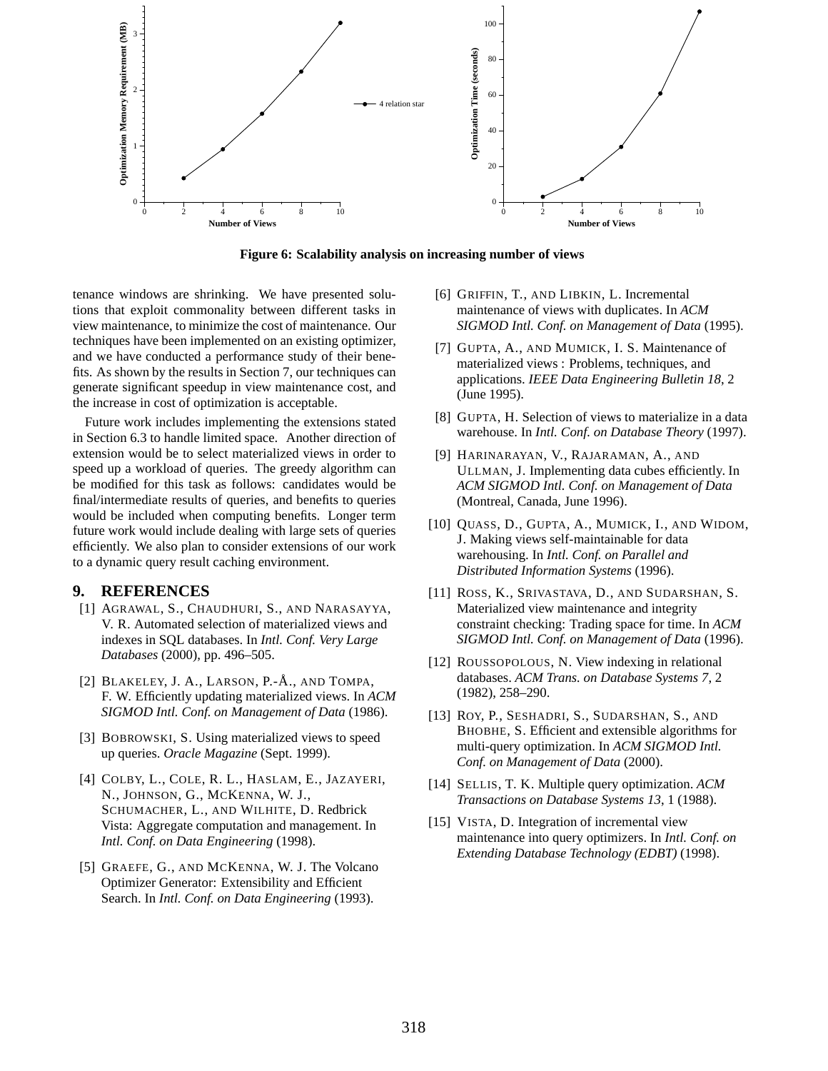Optimization Memory Requirement (MB)

0
1
2
3

0 2 4 6 8 10

Number of Views

4 relation star

Optimization Time (seconds)

0
20
40
60
80
100

0 2 4 6 8 10

Number of Views

**Figure 6: Scalability analysis on increasing number of views**

tenance windows are shrinking. We have presented solutions that exploit commonality between different tasks in view maintenance, to minimize the cost of maintenance. Our techniques have been implemented on an existing optimizer, and we have conducted a performance study of their benefits. As shown by the results in Section 7, our techniques can generate significant speedup in view maintenance cost, and the increase in cost of optimization is acceptable.

Future work includes implementing the extensions stated in Section 6.3 to handle limited space. Another direction of extension would be to select materialized views in order to speed up a workload of queries. The greedy algorithm can be modified for this task as follows: candidates would be final/intermediate results of queries, and benefits to queries would be included when computing benefits. Longer term future work would include dealing with large sets of queries efficiently. We also plan to consider extensions of our work to a dynamic query result caching environment.

## 9. REFERENCES

[1] AGRAWAL, S., CHAUDHURI, S., AND NARASAYYA, V. R. Automated selection of materialized views and indexes in SQL databases. In *Intl. Conf. Very Large Databases* (2000), pp. 496–505.

[2] BLAKELEY, J. A., LARSON, P.-Å., AND TOMPA, F. W. Efficiently updating materialized views. In *ACM SIGMOD Intl. Conf. on Management of Data* (1986).

[3] BOBROWSKI, S. Using materialized views to speed up queries. *Oracle Magazine* (Sept. 1999).

[4] COLBY, L., COLE, R. L., HASLAM, E., JAZAYERI, N., JOHNSON, G., MCKENNA, W. J., SCHUMACHER, L., AND WILHITE, D. Redbrick Vista: Aggregate computation and management. In *Intl. Conf. on Data Engineering* (1998).

[5] GRAEFE, G., AND MCKENNA, W. J. The Volcano Optimizer Generator: Extensibility and Efficient Search. In *Intl. Conf. on Data Engineering* (1993).

[6] GRIFFIN, T., AND LIBKIN, L. Incremental maintenance of views with duplicates. In *ACM SIGMOD Intl. Conf. on Management of Data* (1995).

[7] GUPTA, A., AND MUMICK, I. S. Maintenance of materialized views : Problems, techniques, and applications. *IEEE Data Engineering Bulletin 18*, 2 (June 1995).

[8] GUPTA, H. Selection of views to materialize in a data warehouse. In *Intl. Conf. on Database Theory* (1997).

[9] HARINARAYAN, V., RAJARAMAN, A., AND ULLMAN, J. Implementing data cubes efficiently. In *ACM SIGMOD Intl. Conf. on Management of Data* (Montreal, Canada, June 1996).

[10] QUASS, D., GUPTA, A., MUMICK, I., AND WIDOM, J. Making views self-maintainable for data warehousing. In *Intl. Conf. on Parallel and Distributed Information Systems* (1996).

[11] ROSS, K., SRIVASTAVA, D., AND SUDARSHAN, S. Materialized view maintenance and integrity constraint checking: Trading space for time. In *ACM SIGMOD Intl. Conf. on Management of Data* (1996).

[12] ROUSSOPOLOUS, N. View indexing in relational databases. *ACM Trans. on Database Systems 7*, 2 (1982), 258–290.

[13] ROY, P., SESHADRI, S., SUDARSHAN, S., AND BHOBHE, S. Efficient and extensible algorithms for multi-query optimization. In *ACM SIGMOD Intl. Conf. on Management of Data* (2000).

[14] SELLIS, T. K. Multiple query optimization. *ACM Transactions on Database Systems 13*, 1 (1988).

[15] VISTA, D. Integration of incremental view maintenance into query optimizers. In *Intl. Conf. on Extending Database Technology (EDBT)* (1998).